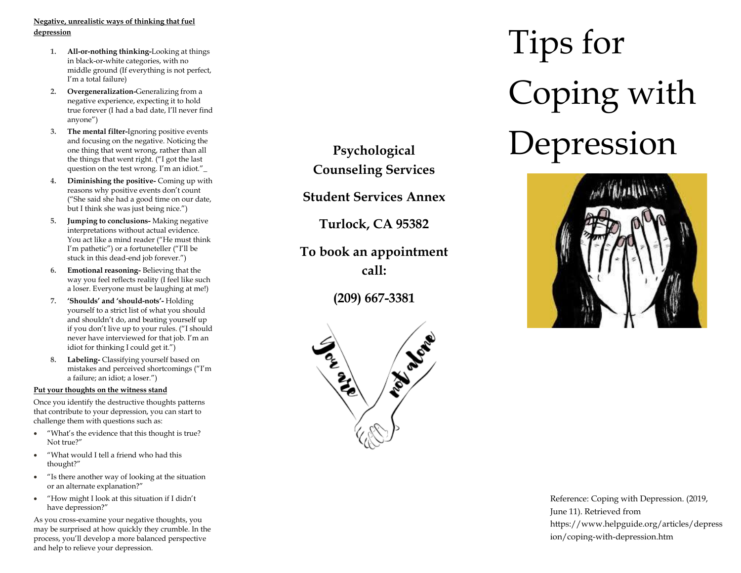**Negative, unrealistic ways of thinking that fuel depression**

1. **All-or-nothing thinking-**Looking at things in black-or-white categories, with no middle ground (If everything is not perfect, I'm a total failure)
2. **Overgeneralization-**Generalizing from a negative experience, expecting it to hold true forever (I had a bad date, I'll never find anyone")
3. **The mental filter-**Ignoring positive events and focusing on the negative. Noticing the one thing that went wrong, rather than all the things that went right. ("I got the last question on the test wrong. I'm an idiot."_
4. **Diminishing the positive-** Coming up with reasons why positive events don't count ("She said she had a good time on our date, but I think she was just being nice.")
5. **Jumping to conclusions-** Making negative interpretations without actual evidence. You act like a mind reader ("He must think I'm pathetic") or a fortuneteller ("I'll be stuck in this dead-end job forever.")
6. **Emotional reasoning-** Believing that the way you feel reflects reality (I feel like such a loser. Everyone must be laughing at me!)
7. **'Shoulds' and 'should-nots'-** Holding yourself to a strict list of what you should and shouldn't do, and beating yourself up if you don't live up to your rules. ("I should never have interviewed for that job. I'm an idiot for thinking I could get it.")
8. **Labeling-** Classifying yourself based on mistakes and perceived shortcomings ("I'm a failure; an idiot; a loser.")

**Put your thoughts on the witness stand**

Once you identify the destructive thoughts patterns that contribute to your depression, you can start to challenge them with questions such as:

- "What's the evidence that this thought is true? Not true?"
- "What would I tell a friend who had this thought?"
- "Is there another way of looking at the situation or an alternate explanation?"
- "How might I look at this situation if I didn't have depression?"

As you cross-examine your negative thoughts, you may be surprised at how quickly they crumble. In the process, you'll develop a more balanced perspective and help to relieve your depression.

**Psychological Counseling Services**

**Student Services Annex**

**Turlock, CA 95382**

**To book an appointment call:**

**(209) 667-3381**

You are not alone

# Tips for Coping with Depression

Reference: Coping with Depression. (2019, June 11). Retrieved from https://www.helpguide.org/articles/depression/coping-with-depression.htm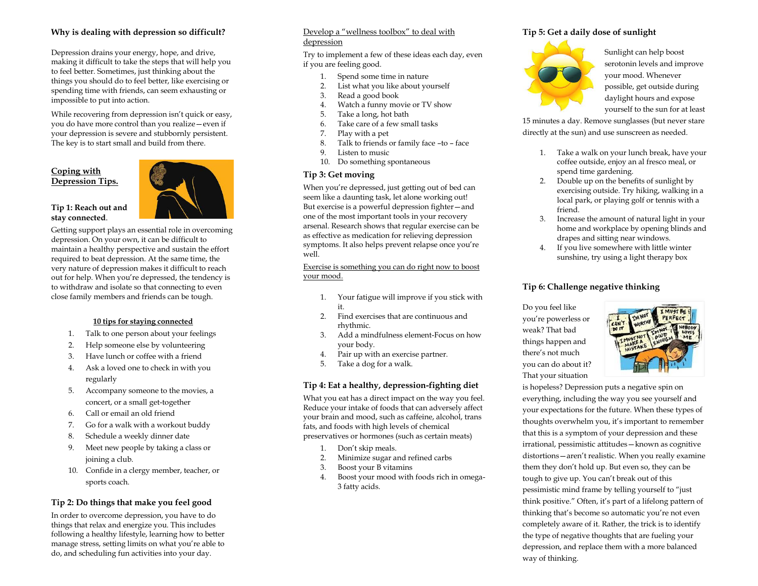### Why is dealing with depression so difficult?

Depression drains your energy, hope, and drive, making it difficult to take the steps that will help you to feel better. Sometimes, just thinking about the things you should do to feel better, like exercising or spending time with friends, can seem exhausting or impossible to put into action.

While recovering from depression isn't quick or easy, you do have more control than you realize—even if your depression is severe and stubbornly persistent. The key is to start small and build from there.

## Coping with Depression Tips.

### Tip 1: Reach out and stay connected.

Getting support plays an essential role in overcoming depression. On your own, it can be difficult to maintain a healthy perspective and sustain the effort required to beat depression. At the same time, the very nature of depression makes it difficult to reach out for help. When you're depressed, the tendency is to withdraw and isolate so that connecting to even close family members and friends can be tough.

**10 tips for staying connected**

1. Talk to one person about your feelings
2. Help someone else by volunteering
3. Have lunch or coffee with a friend
4. Ask a loved one to check in with you regularly
5. Accompany someone to the movies, a concert, or a small get-together
6. Call or email an old friend
7. Go for a walk with a workout buddy
8. Schedule a weekly dinner date
9. Meet new people by taking a class or joining a club.
10. Confide in a clergy member, teacher, or sports coach.

### Tip 2: Do things that make you feel good

In order to overcome depression, you have to do things that relax and energize you. This includes following a healthy lifestyle, learning how to better manage stress, setting limits on what you're able to do, and scheduling fun activities into your day.

Develop a "wellness toolbox" to deal with depression

Try to implement a few of these ideas each day, even if you are feeling good.

1. Spend some time in nature
2. List what you like about yourself
3. Read a good book
4. Watch a funny movie or TV show
5. Take a long, hot bath
6. Take care of a few small tasks
7. Play with a pet
8. Talk to friends or family face –to – face
9. Listen to music
10. Do something spontaneous

### Tip 3: Get moving

When you're depressed, just getting out of bed can seem like a daunting task, let alone working out! But exercise is a powerful depression fighter—and one of the most important tools in your recovery arsenal. Research shows that regular exercise can be as effective as medication for relieving depression symptoms. It also helps prevent relapse once you're well.

Exercise is something you can do right now to boost your mood.

1. Your fatigue will improve if you stick with it.
2. Find exercises that are continuous and rhythmic.
3. Add a mindfulness element-Focus on how your body.
4. Pair up with an exercise partner.
5. Take a dog for a walk.

### Tip 4: Eat a healthy, depression-fighting diet

What you eat has a direct impact on the way you feel. Reduce your intake of foods that can adversely affect your brain and mood, such as caffeine, alcohol, trans fats, and foods with high levels of chemical preservatives or hormones (such as certain meats)

1. Don't skip meals.
2. Minimize sugar and refined carbs
3. Boost your B vitamins
4. Boost your mood with foods rich in omega-3 fatty acids.

### Tip 5: Get a daily dose of sunlight

Sunlight can help boost serotonin levels and improve your mood. Whenever possible, get outside during daylight hours and expose yourself to the sun for at least 15 minutes a day. Remove sunglasses (but never stare directly at the sun) and use sunscreen as needed.

1. Take a walk on your lunch break, have your coffee outside, enjoy an al fresco meal, or spend time gardening.
2. Double up on the benefits of sunlight by exercising outside. Try hiking, walking in a local park, or playing golf or tennis with a friend.
3. Increase the amount of natural light in your home and workplace by opening blinds and drapes and sitting near windows.
4. If you live somewhere with little winter sunshine, try using a light therapy box

### Tip 6: Challenge negative thinking

Do you feel like you're powerless or weak? That bad things happen and there's not much you can do about it? That your situation is hopeless? Depression puts a negative spin on everything, including the way you see yourself and your expectations for the future. When these types of thoughts overwhelm you, it's important to remember that this is a symptom of your depression and these irrational, pessimistic attitudes—known as cognitive distortions—aren't realistic. When you really examine them they don't hold up. But even so, they can be tough to give up. You can't break out of this pessimistic mind frame by telling yourself to "just think positive." Often, it's part of a lifelong pattern of thinking that's become so automatic you're not even completely aware of it. Rather, the trick is to identify the type of negative thoughts that are fueling your depression, and replace them with a more balanced way of thinking.